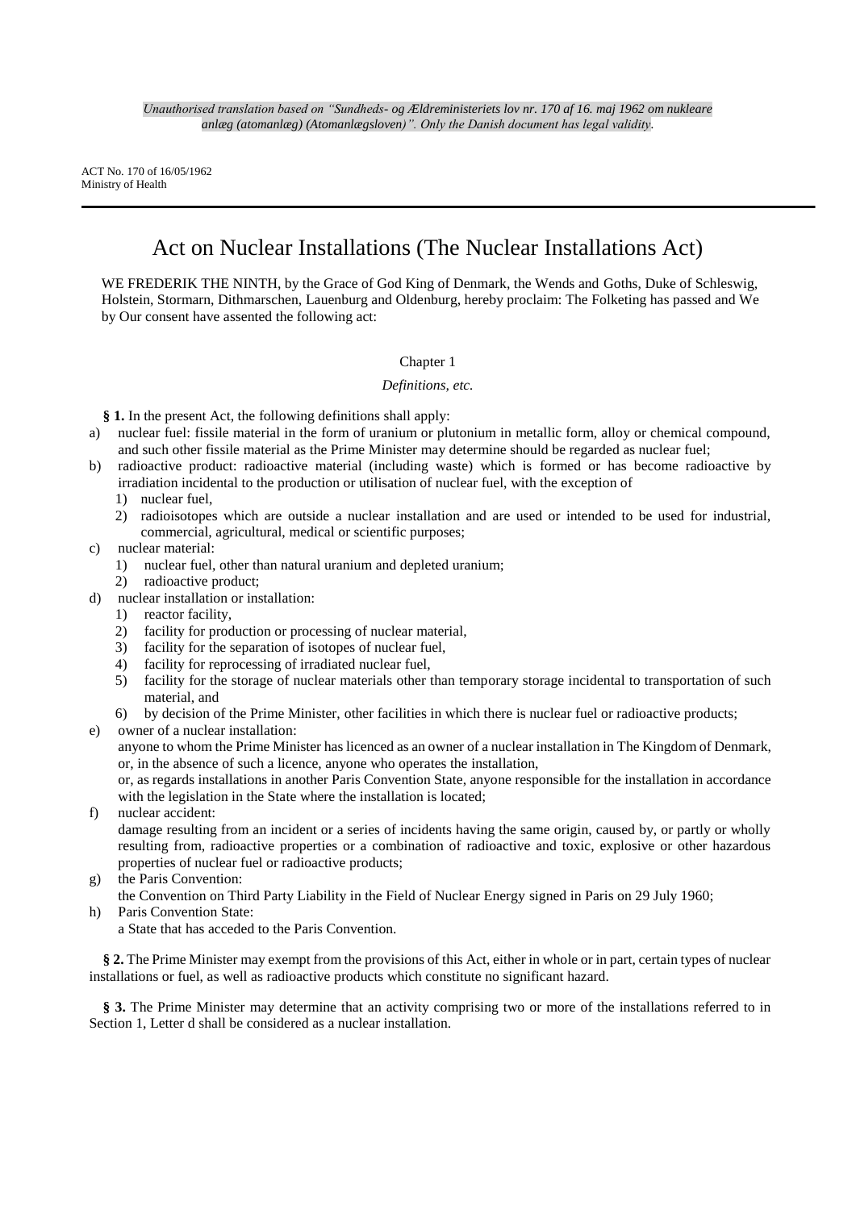*Unauthorised translation based on "Sundheds- og Ældreministeriets lov nr. 170 af 16. maj 1962 om nukleare anlæg (atomanlæg) (Atomanlægsloven)". Only the Danish document has legal validity.*

ACT No. 170 of 16/05/1962
Ministry of Health

# Act on Nuclear Installations (The Nuclear Installations Act)

WE FREDERIK THE NINTH, by the Grace of God King of Denmark, the Wends and Goths, Duke of Schleswig, Holstein, Stormarn, Dithmarschen, Lauenburg and Oldenburg, hereby proclaim: The Folketing has passed and We by Our consent have assented the following act:

## Chapter 1

*Definitions, etc.*

**§ 1.** In the present Act, the following definitions shall apply:

a) nuclear fuel: fissile material in the form of uranium or plutonium in metallic form, alloy or chemical compound, and such other fissile material as the Prime Minister may determine should be regarded as nuclear fuel;

b) radioactive product: radioactive material (including waste) which is formed or has become radioactive by irradiation incidental to the production or utilisation of nuclear fuel, with the exception of
   1) nuclear fuel,
   2) radioisotopes which are outside a nuclear installation and are used or intended to be used for industrial, commercial, agricultural, medical or scientific purposes;

c) nuclear material:
   1) nuclear fuel, other than natural uranium and depleted uranium;
   2) radioactive product;

d) nuclear installation or installation:
   1) reactor facility,
   2) facility for production or processing of nuclear material,
   3) facility for the separation of isotopes of nuclear fuel,
   4) facility for reprocessing of irradiated nuclear fuel,
   5) facility for the storage of nuclear materials other than temporary storage incidental to transportation of such material, and
   6) by decision of the Prime Minister, other facilities in which there is nuclear fuel or radioactive products;

e) owner of a nuclear installation:
   anyone to whom the Prime Minister has licenced as an owner of a nuclear installation in The Kingdom of Denmark, or, in the absence of such a licence, anyone who operates the installation,
   or, as regards installations in another Paris Convention State, anyone responsible for the installation in accordance with the legislation in the State where the installation is located;

f) nuclear accident:
   damage resulting from an incident or a series of incidents having the same origin, caused by, or partly or wholly resulting from, radioactive properties or a combination of radioactive and toxic, explosive or other hazardous properties of nuclear fuel or radioactive products;

g) the Paris Convention:
   the Convention on Third Party Liability in the Field of Nuclear Energy signed in Paris on 29 July 1960;

h) Paris Convention State:
   a State that has acceded to the Paris Convention.

**§ 2.** The Prime Minister may exempt from the provisions of this Act, either in whole or in part, certain types of nuclear installations or fuel, as well as radioactive products which constitute no significant hazard.

**§ 3.** The Prime Minister may determine that an activity comprising two or more of the installations referred to in Section 1, Letter d shall be considered as a nuclear installation.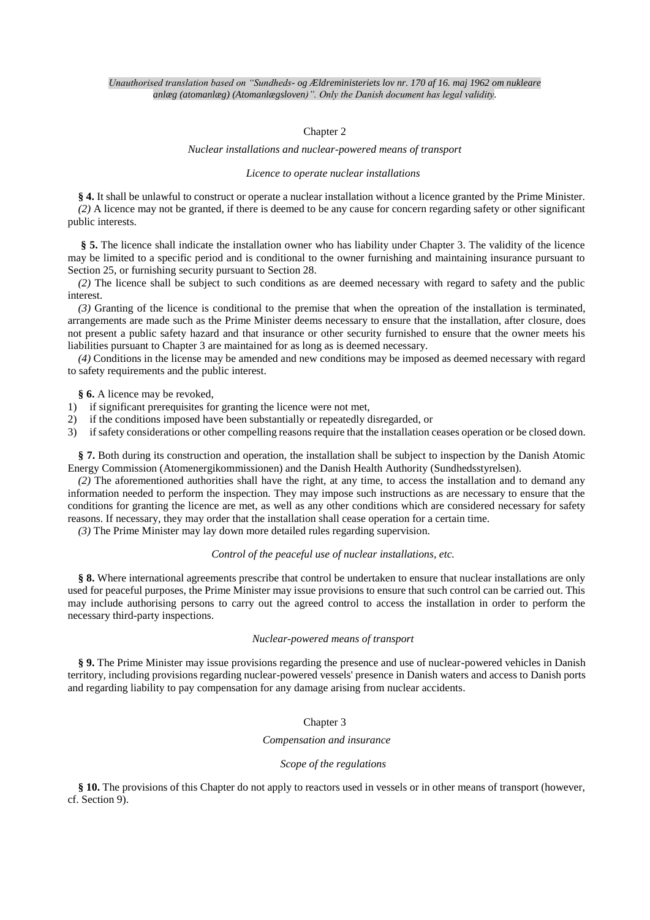*Unauthorised translation based on "Sundheds- og Ældreministeriets lov nr. 170 af 16. maj 1962 om nukleare anlæg (atomanlæg) (Atomanlægsloven)". Only the Danish document has legal validity.*

## Chapter 2

### *Nuclear installations and nuclear-powered means of transport*

#### *Licence to operate nuclear installations*

**§ 4.** It shall be unlawful to construct or operate a nuclear installation without a licence granted by the Prime Minister.

*(2)* A licence may not be granted, if there is deemed to be any cause for concern regarding safety or other significant public interests.

**§ 5.** The licence shall indicate the installation owner who has liability under Chapter 3. The validity of the licence may be limited to a specific period and is conditional to the owner furnishing and maintaining insurance pursuant to Section 25, or furnishing security pursuant to Section 28.

*(2)* The licence shall be subject to such conditions as are deemed necessary with regard to safety and the public interest.

*(3)* Granting of the licence is conditional to the premise that when the opreation of the installation is terminated, arrangements are made such as the Prime Minister deems necessary to ensure that the installation, after closure, does not present a public safety hazard and that insurance or other security furnished to ensure that the owner meets his liabilities pursuant to Chapter 3 are maintained for as long as is deemed necessary.

*(4)* Conditions in the license may be amended and new conditions may be imposed as deemed necessary with regard to safety requirements and the public interest.

**§ 6.** A licence may be revoked,

1) if significant prerequisites for granting the licence were not met,
2) if the conditions imposed have been substantially or repeatedly disregarded, or
3) if safety considerations or other compelling reasons require that the installation ceases operation or be closed down.

**§ 7.** Both during its construction and operation, the installation shall be subject to inspection by the Danish Atomic Energy Commission (Atomenergikommissionen) and the Danish Health Authority (Sundhedsstyrelsen).

*(2)* The aforementioned authorities shall have the right, at any time, to access the installation and to demand any information needed to perform the inspection. They may impose such instructions as are necessary to ensure that the conditions for granting the licence are met, as well as any other conditions which are considered necessary for safety reasons. If necessary, they may order that the installation shall cease operation for a certain time.

*(3)* The Prime Minister may lay down more detailed rules regarding supervision.

#### *Control of the peaceful use of nuclear installations, etc.*

**§ 8.** Where international agreements prescribe that control be undertaken to ensure that nuclear installations are only used for peaceful purposes, the Prime Minister may issue provisions to ensure that such control can be carried out. This may include authorising persons to carry out the agreed control to access the installation in order to perform the necessary third-party inspections.

#### *Nuclear-powered means of transport*

**§ 9.** The Prime Minister may issue provisions regarding the presence and use of nuclear-powered vehicles in Danish territory, including provisions regarding nuclear-powered vessels' presence in Danish waters and access to Danish ports and regarding liability to pay compensation for any damage arising from nuclear accidents.

## Chapter 3

### *Compensation and insurance*

#### *Scope of the regulations*

**§ 10.** The provisions of this Chapter do not apply to reactors used in vessels or in other means of transport (however, cf. Section 9).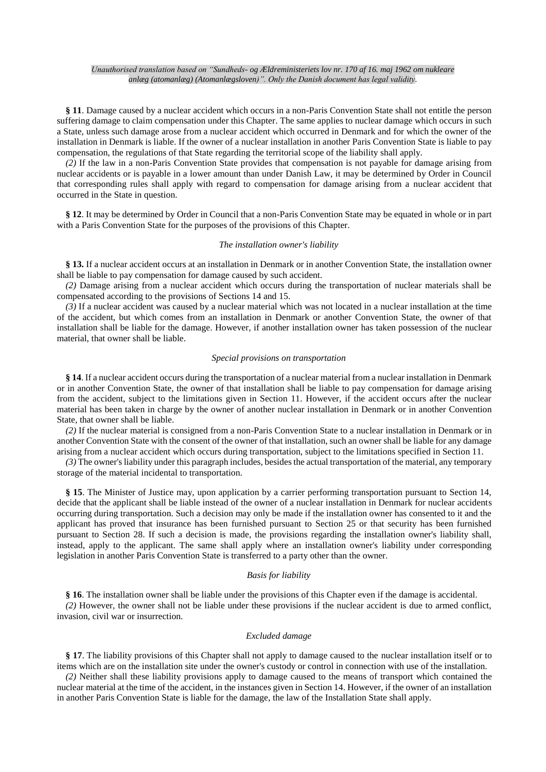*Unauthorised translation based on "Sundheds- og Ældreministeriets lov nr. 170 af 16. maj 1962 om nukleare anlæg (atomanlæg) (Atomanlægsloven)". Only the Danish document has legal validity.*

**§ 11**. Damage caused by a nuclear accident which occurs in a non-Paris Convention State shall not entitle the person suffering damage to claim compensation under this Chapter. The same applies to nuclear damage which occurs in such a State, unless such damage arose from a nuclear accident which occurred in Denmark and for which the owner of the installation in Denmark is liable. If the owner of a nuclear installation in another Paris Convention State is liable to pay compensation, the regulations of that State regarding the territorial scope of the liability shall apply.

*(2)* If the law in a non-Paris Convention State provides that compensation is not payable for damage arising from nuclear accidents or is payable in a lower amount than under Danish Law, it may be determined by Order in Council that corresponding rules shall apply with regard to compensation for damage arising from a nuclear accident that occurred in the State in question.

**§ 12**. It may be determined by Order in Council that a non-Paris Convention State may be equated in whole or in part with a Paris Convention State for the purposes of the provisions of this Chapter.

*The installation owner's liability*

**§ 13.** If a nuclear accident occurs at an installation in Denmark or in another Convention State, the installation owner shall be liable to pay compensation for damage caused by such accident.

*(2)* Damage arising from a nuclear accident which occurs during the transportation of nuclear materials shall be compensated according to the provisions of Sections 14 and 15.

*(3)* If a nuclear accident was caused by a nuclear material which was not located in a nuclear installation at the time of the accident, but which comes from an installation in Denmark or another Convention State, the owner of that installation shall be liable for the damage. However, if another installation owner has taken possession of the nuclear material, that owner shall be liable.

*Special provisions on transportation*

**§ 14**. If a nuclear accident occurs during the transportation of a nuclear material from a nuclear installation in Denmark or in another Convention State, the owner of that installation shall be liable to pay compensation for damage arising from the accident, subject to the limitations given in Section 11. However, if the accident occurs after the nuclear material has been taken in charge by the owner of another nuclear installation in Denmark or in another Convention State, that owner shall be liable.

*(2)* If the nuclear material is consigned from a non-Paris Convention State to a nuclear installation in Denmark or in another Convention State with the consent of the owner of that installation, such an owner shall be liable for any damage arising from a nuclear accident which occurs during transportation, subject to the limitations specified in Section 11.

*(3)* The owner's liability under this paragraph includes, besides the actual transportation of the material, any temporary storage of the material incidental to transportation.

**§ 15**. The Minister of Justice may, upon application by a carrier performing transportation pursuant to Section 14, decide that the applicant shall be liable instead of the owner of a nuclear installation in Denmark for nuclear accidents occurring during transportation. Such a decision may only be made if the installation owner has consented to it and the applicant has proved that insurance has been furnished pursuant to Section 25 or that security has been furnished pursuant to Section 28. If such a decision is made, the provisions regarding the installation owner's liability shall, instead, apply to the applicant. The same shall apply where an installation owner's liability under corresponding legislation in another Paris Convention State is transferred to a party other than the owner.

*Basis for liability*

**§ 16**. The installation owner shall be liable under the provisions of this Chapter even if the damage is accidental.

*(2)* However, the owner shall not be liable under these provisions if the nuclear accident is due to armed conflict, invasion, civil war or insurrection.

*Excluded damage*

**§ 17**. The liability provisions of this Chapter shall not apply to damage caused to the nuclear installation itself or to items which are on the installation site under the owner's custody or control in connection with use of the installation.

*(2)* Neither shall these liability provisions apply to damage caused to the means of transport which contained the nuclear material at the time of the accident, in the instances given in Section 14. However, if the owner of an installation in another Paris Convention State is liable for the damage, the law of the Installation State shall apply.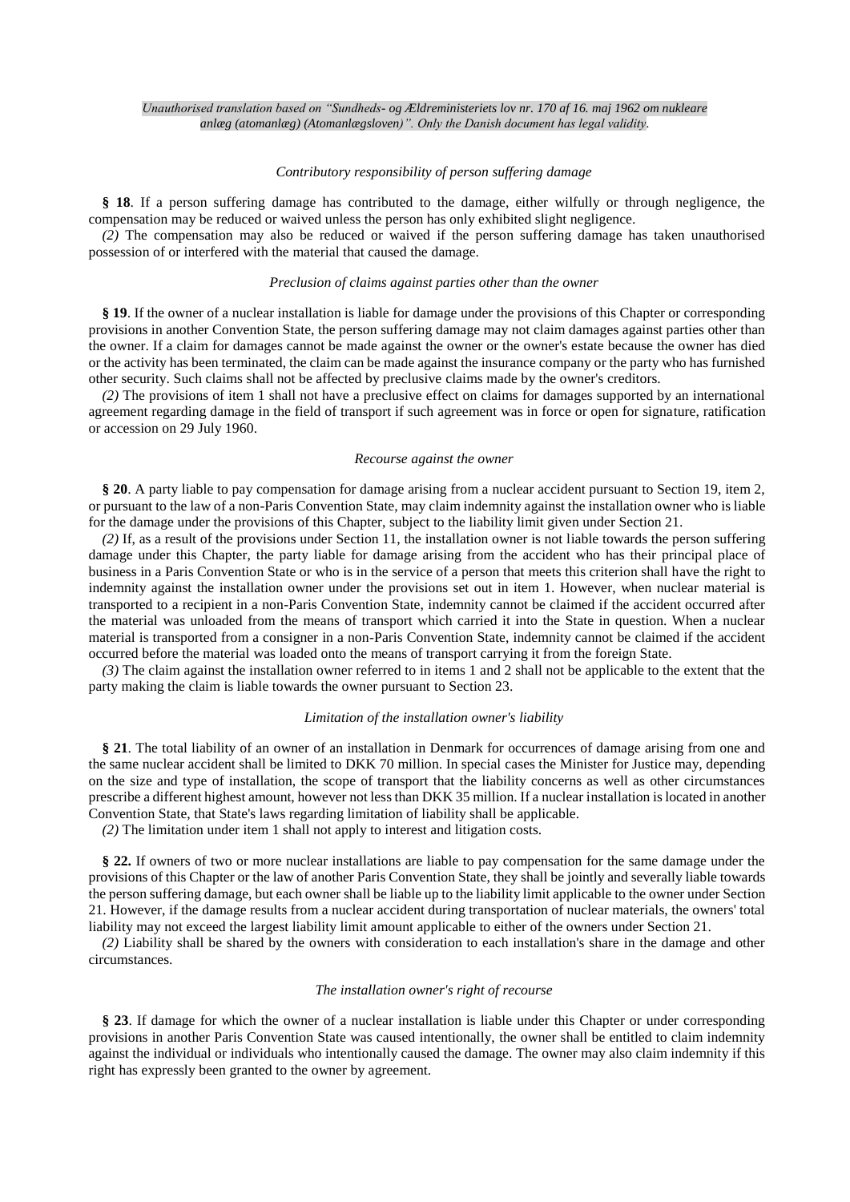*Unauthorised translation based on "Sundheds- og Ældreministeriets lov nr. 170 af 16. maj 1962 om nukleare anlæg (atomanlæg) (Atomanlægsloven)". Only the Danish document has legal validity.*

*Contributory responsibility of person suffering damage*

**§ 18**. If a person suffering damage has contributed to the damage, either wilfully or through negligence, the compensation may be reduced or waived unless the person has only exhibited slight negligence.

*(2)* The compensation may also be reduced or waived if the person suffering damage has taken unauthorised possession of or interfered with the material that caused the damage.

*Preclusion of claims against parties other than the owner*

**§ 19**. If the owner of a nuclear installation is liable for damage under the provisions of this Chapter or corresponding provisions in another Convention State, the person suffering damage may not claim damages against parties other than the owner. If a claim for damages cannot be made against the owner or the owner's estate because the owner has died or the activity has been terminated, the claim can be made against the insurance company or the party who has furnished other security. Such claims shall not be affected by preclusive claims made by the owner's creditors.

*(2)* The provisions of item 1 shall not have a preclusive effect on claims for damages supported by an international agreement regarding damage in the field of transport if such agreement was in force or open for signature, ratification or accession on 29 July 1960.

*Recourse against the owner*

**§ 20**. A party liable to pay compensation for damage arising from a nuclear accident pursuant to Section 19, item 2, or pursuant to the law of a non-Paris Convention State, may claim indemnity against the installation owner who is liable for the damage under the provisions of this Chapter, subject to the liability limit given under Section 21.

*(2)* If, as a result of the provisions under Section 11, the installation owner is not liable towards the person suffering damage under this Chapter, the party liable for damage arising from the accident who has their principal place of business in a Paris Convention State or who is in the service of a person that meets this criterion shall have the right to indemnity against the installation owner under the provisions set out in item 1. However, when nuclear material is transported to a recipient in a non-Paris Convention State, indemnity cannot be claimed if the accident occurred after the material was unloaded from the means of transport which carried it into the State in question. When a nuclear material is transported from a consigner in a non-Paris Convention State, indemnity cannot be claimed if the accident occurred before the material was loaded onto the means of transport carrying it from the foreign State.

*(3)* The claim against the installation owner referred to in items 1 and 2 shall not be applicable to the extent that the party making the claim is liable towards the owner pursuant to Section 23.

*Limitation of the installation owner's liability*

**§ 21**. The total liability of an owner of an installation in Denmark for occurrences of damage arising from one and the same nuclear accident shall be limited to DKK 70 million. In special cases the Minister for Justice may, depending on the size and type of installation, the scope of transport that the liability concerns as well as other circumstances prescribe a different highest amount, however not less than DKK 35 million. If a nuclear installation is located in another Convention State, that State's laws regarding limitation of liability shall be applicable.

*(2)* The limitation under item 1 shall not apply to interest and litigation costs.

**§ 22.** If owners of two or more nuclear installations are liable to pay compensation for the same damage under the provisions of this Chapter or the law of another Paris Convention State, they shall be jointly and severally liable towards the person suffering damage, but each owner shall be liable up to the liability limit applicable to the owner under Section 21. However, if the damage results from a nuclear accident during transportation of nuclear materials, the owners' total liability may not exceed the largest liability limit amount applicable to either of the owners under Section 21.

*(2)* Liability shall be shared by the owners with consideration to each installation's share in the damage and other circumstances.

*The installation owner's right of recourse*

**§ 23**. If damage for which the owner of a nuclear installation is liable under this Chapter or under corresponding provisions in another Paris Convention State was caused intentionally, the owner shall be entitled to claim indemnity against the individual or individuals who intentionally caused the damage. The owner may also claim indemnity if this right has expressly been granted to the owner by agreement.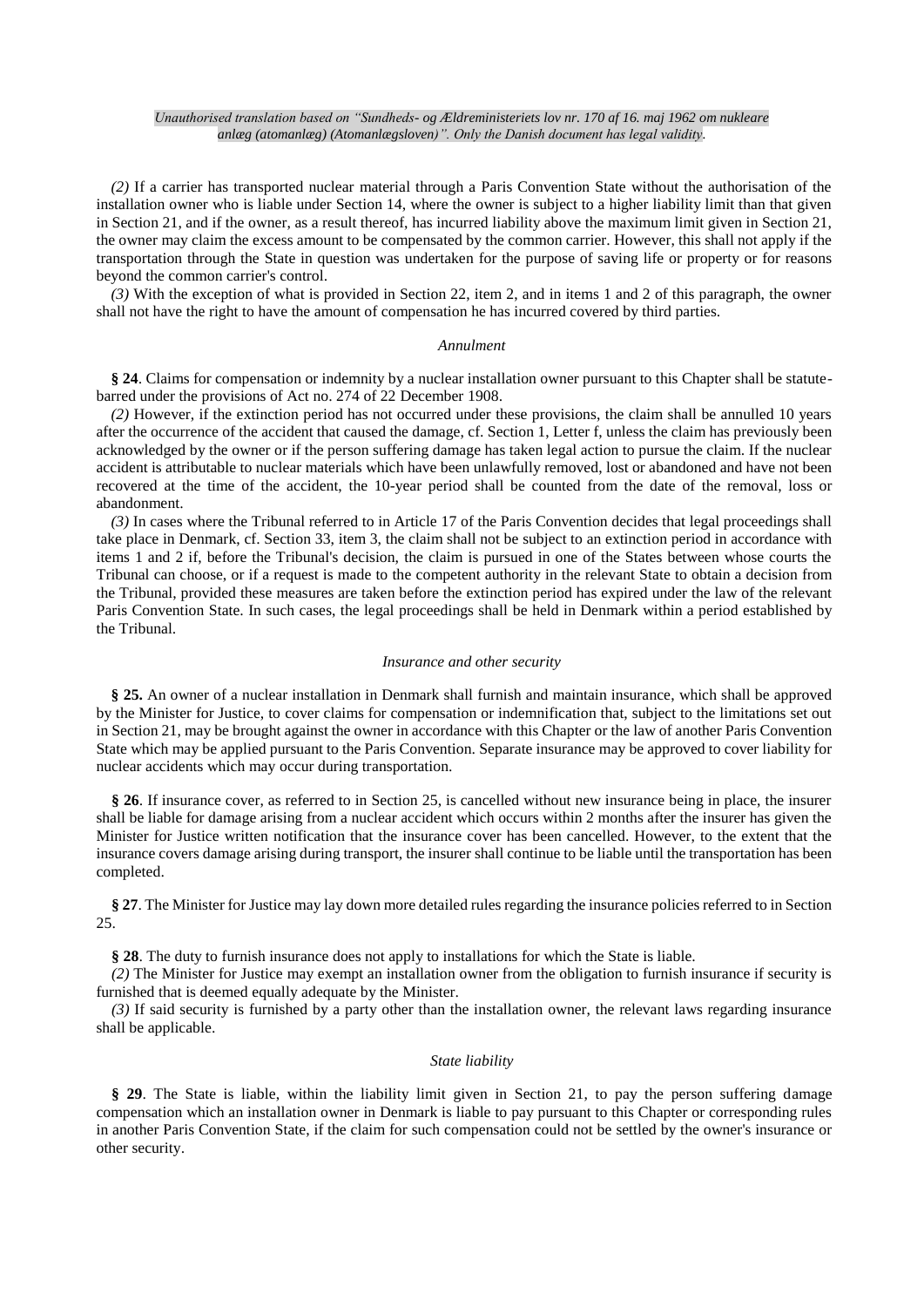*(2)* If a carrier has transported nuclear material through a Paris Convention State without the authorisation of the installation owner who is liable under Section 14, where the owner is subject to a higher liability limit than that given in Section 21, and if the owner, as a result thereof, has incurred liability above the maximum limit given in Section 21, the owner may claim the excess amount to be compensated by the common carrier. However, this shall not apply if the transportation through the State in question was undertaken for the purpose of saving life or property or for reasons beyond the common carrier's control.

*(3)* With the exception of what is provided in Section 22, item 2, and in items 1 and 2 of this paragraph, the owner shall not have the right to have the amount of compensation he has incurred covered by third parties.

*Annulment*

**§ 24**. Claims for compensation or indemnity by a nuclear installation owner pursuant to this Chapter shall be statute-barred under the provisions of Act no. 274 of 22 December 1908.

*(2)* However, if the extinction period has not occurred under these provisions, the claim shall be annulled 10 years after the occurrence of the accident that caused the damage, cf. Section 1, Letter f, unless the claim has previously been acknowledged by the owner or if the person suffering damage has taken legal action to pursue the claim. If the nuclear accident is attributable to nuclear materials which have been unlawfully removed, lost or abandoned and have not been recovered at the time of the accident, the 10-year period shall be counted from the date of the removal, loss or abandonment.

*(3)* In cases where the Tribunal referred to in Article 17 of the Paris Convention decides that legal proceedings shall take place in Denmark, cf. Section 33, item 3, the claim shall not be subject to an extinction period in accordance with items 1 and 2 if, before the Tribunal's decision, the claim is pursued in one of the States between whose courts the Tribunal can choose, or if a request is made to the competent authority in the relevant State to obtain a decision from the Tribunal, provided these measures are taken before the extinction period has expired under the law of the relevant Paris Convention State. In such cases, the legal proceedings shall be held in Denmark within a period established by the Tribunal.

*Insurance and other security*

**§ 25.** An owner of a nuclear installation in Denmark shall furnish and maintain insurance, which shall be approved by the Minister for Justice, to cover claims for compensation or indemnification that, subject to the limitations set out in Section 21, may be brought against the owner in accordance with this Chapter or the law of another Paris Convention State which may be applied pursuant to the Paris Convention. Separate insurance may be approved to cover liability for nuclear accidents which may occur during transportation.

**§ 26**. If insurance cover, as referred to in Section 25, is cancelled without new insurance being in place, the insurer shall be liable for damage arising from a nuclear accident which occurs within 2 months after the insurer has given the Minister for Justice written notification that the insurance cover has been cancelled. However, to the extent that the insurance covers damage arising during transport, the insurer shall continue to be liable until the transportation has been completed.

**§ 27**. The Minister for Justice may lay down more detailed rules regarding the insurance policies referred to in Section 25.

**§ 28**. The duty to furnish insurance does not apply to installations for which the State is liable.

*(2)* The Minister for Justice may exempt an installation owner from the obligation to furnish insurance if security is furnished that is deemed equally adequate by the Minister.

*(3)* If said security is furnished by a party other than the installation owner, the relevant laws regarding insurance shall be applicable.

*State liability*

**§ 29**. The State is liable, within the liability limit given in Section 21, to pay the person suffering damage compensation which an installation owner in Denmark is liable to pay pursuant to this Chapter or corresponding rules in another Paris Convention State, if the claim for such compensation could not be settled by the owner's insurance or other security.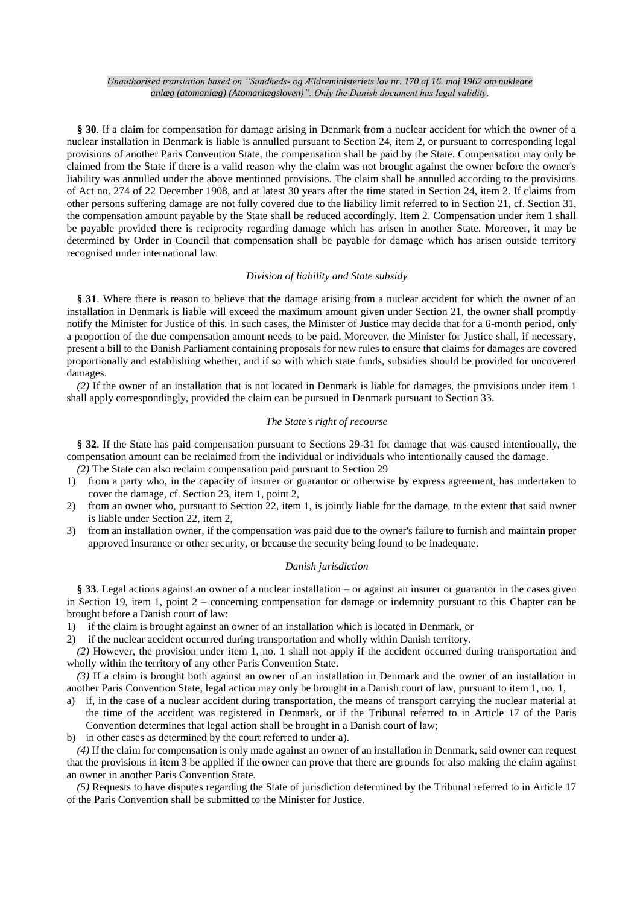*Unauthorised translation based on "Sundheds- og Ældreministeriets lov nr. 170 af 16. maj 1962 om nukleare anlæg (atomanlæg) (Atomanlægsloven)". Only the Danish document has legal validity.*

**§ 30**. If a claim for compensation for damage arising in Denmark from a nuclear accident for which the owner of a nuclear installation in Denmark is liable is annulled pursuant to Section 24, item 2, or pursuant to corresponding legal provisions of another Paris Convention State, the compensation shall be paid by the State. Compensation may only be claimed from the State if there is a valid reason why the claim was not brought against the owner before the owner's liability was annulled under the above mentioned provisions. The claim shall be annulled according to the provisions of Act no. 274 of 22 December 1908, and at latest 30 years after the time stated in Section 24, item 2. If claims from other persons suffering damage are not fully covered due to the liability limit referred to in Section 21, cf. Section 31, the compensation amount payable by the State shall be reduced accordingly. Item 2. Compensation under item 1 shall be payable provided there is reciprocity regarding damage which has arisen in another State. Moreover, it may be determined by Order in Council that compensation shall be payable for damage which has arisen outside territory recognised under international law.

*Division of liability and State subsidy*

**§ 31**. Where there is reason to believe that the damage arising from a nuclear accident for which the owner of an installation in Denmark is liable will exceed the maximum amount given under Section 21, the owner shall promptly notify the Minister for Justice of this. In such cases, the Minister of Justice may decide that for a 6-month period, only a proportion of the due compensation amount needs to be paid. Moreover, the Minister for Justice shall, if necessary, present a bill to the Danish Parliament containing proposals for new rules to ensure that claims for damages are covered proportionally and establishing whether, and if so with which state funds, subsidies should be provided for uncovered damages.

*(2)* If the owner of an installation that is not located in Denmark is liable for damages, the provisions under item 1 shall apply correspondingly, provided the claim can be pursued in Denmark pursuant to Section 33.

*The State's right of recourse*

**§ 32**. If the State has paid compensation pursuant to Sections 29-31 for damage that was caused intentionally, the compensation amount can be reclaimed from the individual or individuals who intentionally caused the damage.

*(2)* The State can also reclaim compensation paid pursuant to Section 29

1) from a party who, in the capacity of insurer or guarantor or otherwise by express agreement, has undertaken to cover the damage, cf. Section 23, item 1, point 2,
2) from an owner who, pursuant to Section 22, item 1, is jointly liable for the damage, to the extent that said owner is liable under Section 22, item 2,
3) from an installation owner, if the compensation was paid due to the owner's failure to furnish and maintain proper approved insurance or other security, or because the security being found to be inadequate.

*Danish jurisdiction*

**§ 33**. Legal actions against an owner of a nuclear installation – or against an insurer or guarantor in the cases given in Section 19, item 1, point 2 – concerning compensation for damage or indemnity pursuant to this Chapter can be brought before a Danish court of law:

1) if the claim is brought against an owner of an installation which is located in Denmark, or
2) if the nuclear accident occurred during transportation and wholly within Danish territory.

*(2)* However, the provision under item 1, no. 1 shall not apply if the accident occurred during transportation and wholly within the territory of any other Paris Convention State.

*(3)* If a claim is brought both against an owner of an installation in Denmark and the owner of an installation in another Paris Convention State, legal action may only be brought in a Danish court of law, pursuant to item 1, no. 1,

a) if, in the case of a nuclear accident during transportation, the means of transport carrying the nuclear material at the time of the accident was registered in Denmark, or if the Tribunal referred to in Article 17 of the Paris Convention determines that legal action shall be brought in a Danish court of law;
b) in other cases as determined by the court referred to under a).

*(4)* If the claim for compensation is only made against an owner of an installation in Denmark, said owner can request that the provisions in item 3 be applied if the owner can prove that there are grounds for also making the claim against an owner in another Paris Convention State.

*(5)* Requests to have disputes regarding the State of jurisdiction determined by the Tribunal referred to in Article 17 of the Paris Convention shall be submitted to the Minister for Justice.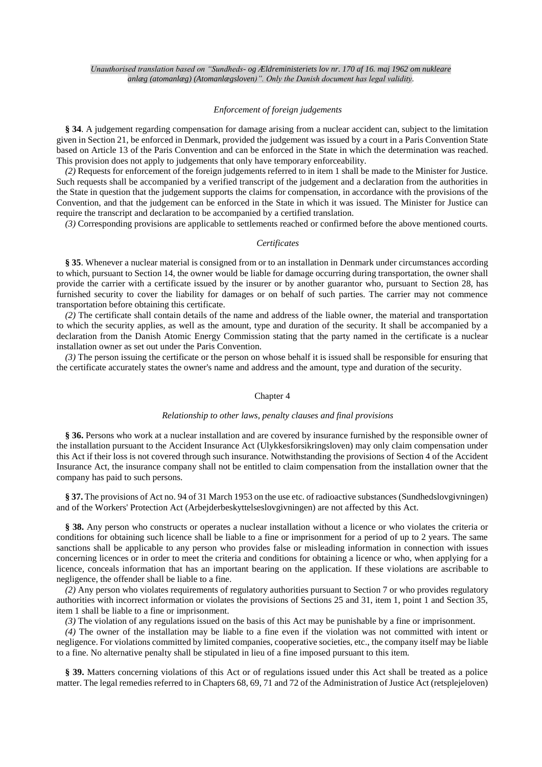*Unauthorised translation based on "Sundheds- og Ældreministeriets lov nr. 170 af 16. maj 1962 om nukleare anlæg (atomanlæg) (Atomanlægsloven)". Only the Danish document has legal validity.*

*Enforcement of foreign judgements*

**§ 34**. A judgement regarding compensation for damage arising from a nuclear accident can, subject to the limitation given in Section 21, be enforced in Denmark, provided the judgement was issued by a court in a Paris Convention State based on Article 13 of the Paris Convention and can be enforced in the State in which the determination was reached. This provision does not apply to judgements that only have temporary enforceability.

*(2)* Requests for enforcement of the foreign judgements referred to in item 1 shall be made to the Minister for Justice. Such requests shall be accompanied by a verified transcript of the judgement and a declaration from the authorities in the State in question that the judgement supports the claims for compensation, in accordance with the provisions of the Convention, and that the judgement can be enforced in the State in which it was issued. The Minister for Justice can require the transcript and declaration to be accompanied by a certified translation.

*(3)* Corresponding provisions are applicable to settlements reached or confirmed before the above mentioned courts.

*Certificates*

**§ 35**. Whenever a nuclear material is consigned from or to an installation in Denmark under circumstances according to which, pursuant to Section 14, the owner would be liable for damage occurring during transportation, the owner shall provide the carrier with a certificate issued by the insurer or by another guarantor who, pursuant to Section 28, has furnished security to cover the liability for damages or on behalf of such parties. The carrier may not commence transportation before obtaining this certificate.

*(2)* The certificate shall contain details of the name and address of the liable owner, the material and transportation to which the security applies, as well as the amount, type and duration of the security. It shall be accompanied by a declaration from the Danish Atomic Energy Commission stating that the party named in the certificate is a nuclear installation owner as set out under the Paris Convention.

*(3)* The person issuing the certificate or the person on whose behalf it is issued shall be responsible for ensuring that the certificate accurately states the owner's name and address and the amount, type and duration of the security.

## Chapter 4

*Relationship to other laws, penalty clauses and final provisions*

**§ 36.** Persons who work at a nuclear installation and are covered by insurance furnished by the responsible owner of the installation pursuant to the Accident Insurance Act (Ulykkesforsikringsloven) may only claim compensation under this Act if their loss is not covered through such insurance. Notwithstanding the provisions of Section 4 of the Accident Insurance Act, the insurance company shall not be entitled to claim compensation from the installation owner that the company has paid to such persons.

**§ 37.** The provisions of Act no. 94 of 31 March 1953 on the use etc. of radioactive substances (Sundhedslovgivningen) and of the Workers' Protection Act (Arbejderbeskyttelseslovgivningen) are not affected by this Act.

**§ 38.** Any person who constructs or operates a nuclear installation without a licence or who violates the criteria or conditions for obtaining such licence shall be liable to a fine or imprisonment for a period of up to 2 years. The same sanctions shall be applicable to any person who provides false or misleading information in connection with issues concerning licences or in order to meet the criteria and conditions for obtaining a licence or who, when applying for a licence, conceals information that has an important bearing on the application. If these violations are ascribable to negligence, the offender shall be liable to a fine.

*(2)* Any person who violates requirements of regulatory authorities pursuant to Section 7 or who provides regulatory authorities with incorrect information or violates the provisions of Sections 25 and 31, item 1, point 1 and Section 35, item 1 shall be liable to a fine or imprisonment.

*(3)* The violation of any regulations issued on the basis of this Act may be punishable by a fine or imprisonment.

*(4)* The owner of the installation may be liable to a fine even if the violation was not committed with intent or negligence. For violations committed by limited companies, cooperative societies, etc., the company itself may be liable to a fine. No alternative penalty shall be stipulated in lieu of a fine imposed pursuant to this item.

**§ 39.** Matters concerning violations of this Act or of regulations issued under this Act shall be treated as a police matter. The legal remedies referred to in Chapters 68, 69, 71 and 72 of the Administration of Justice Act (retsplejeloven)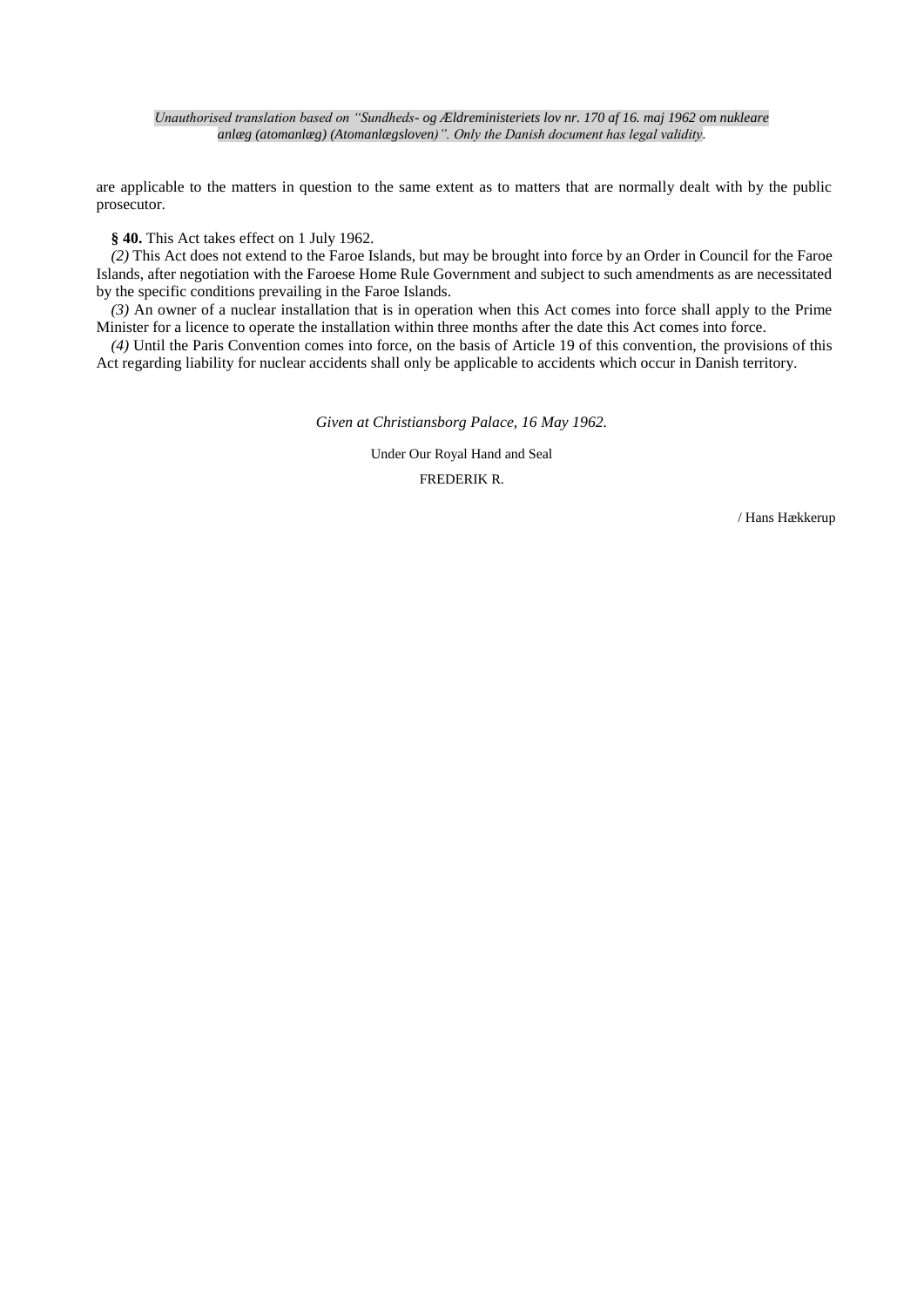are applicable to the matters in question to the same extent as to matters that are normally dealt with by the public prosecutor.

**§ 40.** This Act takes effect on 1 July 1962.

*(2)* This Act does not extend to the Faroe Islands, but may be brought into force by an Order in Council for the Faroe Islands, after negotiation with the Faroese Home Rule Government and subject to such amendments as are necessitated by the specific conditions prevailing in the Faroe Islands.

*(3)* An owner of a nuclear installation that is in operation when this Act comes into force shall apply to the Prime Minister for a licence to operate the installation within three months after the date this Act comes into force.

*(4)* Until the Paris Convention comes into force, on the basis of Article 19 of this convention, the provisions of this Act regarding liability for nuclear accidents shall only be applicable to accidents which occur in Danish territory.

*Given at Christiansborg Palace, 16 May 1962.*

Under Our Royal Hand and Seal

FREDERIK R.

/ Hans Hækkerup